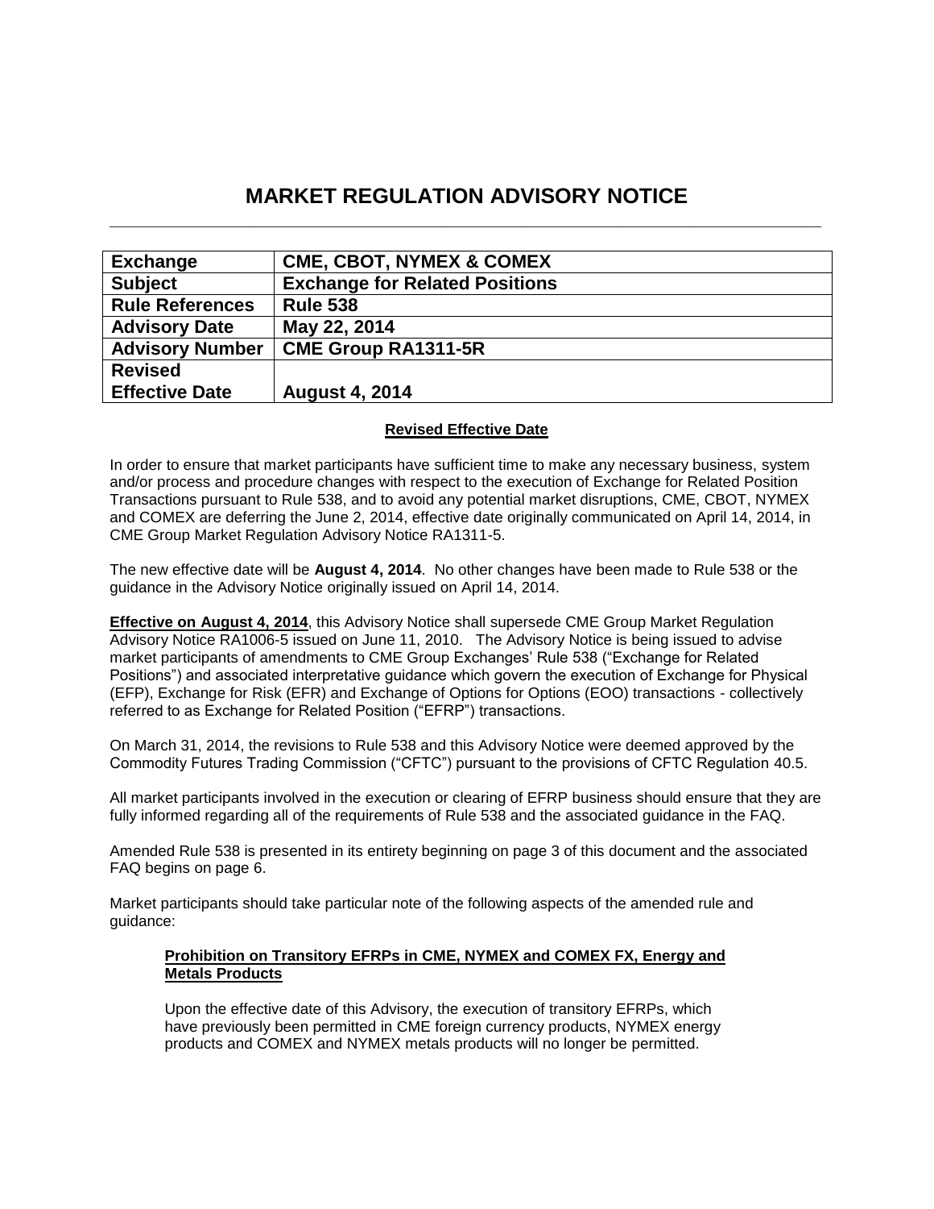# MARKET REGULATION ADVISORY NOTICE

| **Exchange** | **CME, CBOT, NYMEX & COMEX** |
|---|---|
| **Subject** | **Exchange for Related Positions** |
| **Rule References** | **Rule 538** |
| **Advisory Date** | **May 22, 2014** |
| **Advisory Number** | **CME Group RA1311-5R** |
| **Revised Effective Date** | **August 4, 2014** |

**Revised Effective Date**

In order to ensure that market participants have sufficient time to make any necessary business, system and/or process and procedure changes with respect to the execution of Exchange for Related Position Transactions pursuant to Rule 538, and to avoid any potential market disruptions, CME, CBOT, NYMEX and COMEX are deferring the June 2, 2014, effective date originally communicated on April 14, 2014, in CME Group Market Regulation Advisory Notice RA1311-5.

The new effective date will be **August 4, 2014**. No other changes have been made to Rule 538 or the guidance in the Advisory Notice originally issued on April 14, 2014.

**Effective on August 4, 2014**, this Advisory Notice shall supersede CME Group Market Regulation Advisory Notice RA1006-5 issued on June 11, 2010. The Advisory Notice is being issued to advise market participants of amendments to CME Group Exchanges' Rule 538 ("Exchange for Related Positions") and associated interpretative guidance which govern the execution of Exchange for Physical (EFP), Exchange for Risk (EFR) and Exchange of Options for Options (EOO) transactions - collectively referred to as Exchange for Related Position ("EFRP") transactions.

On March 31, 2014, the revisions to Rule 538 and this Advisory Notice were deemed approved by the Commodity Futures Trading Commission ("CFTC") pursuant to the provisions of CFTC Regulation 40.5.

All market participants involved in the execution or clearing of EFRP business should ensure that they are fully informed regarding all of the requirements of Rule 538 and the associated guidance in the FAQ.

Amended Rule 538 is presented in its entirety beginning on page 3 of this document and the associated FAQ begins on page 6.

Market participants should take particular note of the following aspects of the amended rule and guidance:

**Prohibition on Transitory EFRPs in CME, NYMEX and COMEX FX, Energy and Metals Products**

Upon the effective date of this Advisory, the execution of transitory EFRPs, which have previously been permitted in CME foreign currency products, NYMEX energy products and COMEX and NYMEX metals products will no longer be permitted.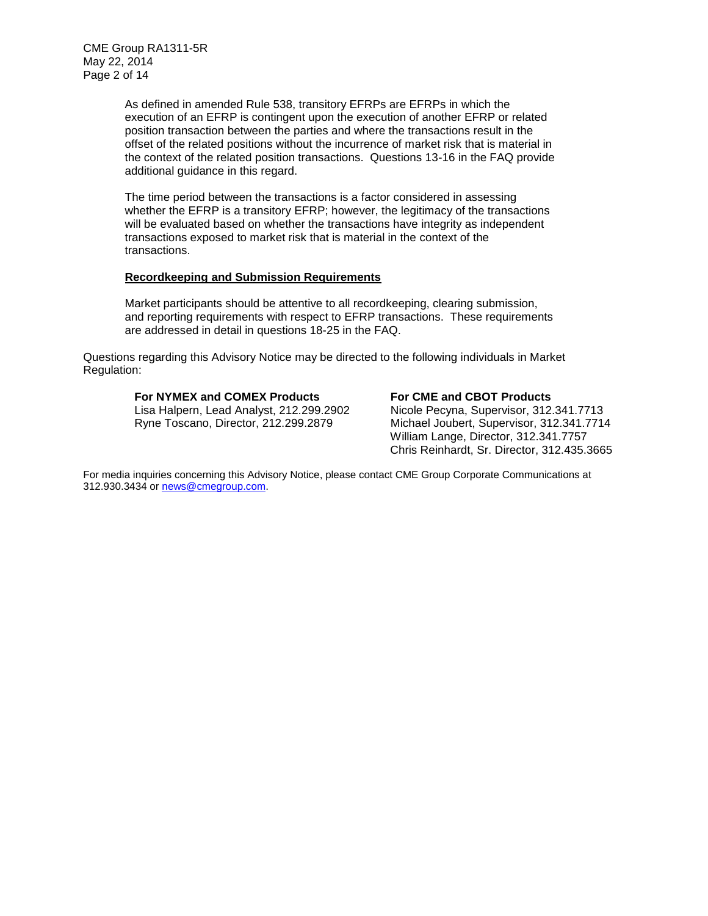As defined in amended Rule 538, transitory EFRPs are EFRPs in which the execution of an EFRP is contingent upon the execution of another EFRP or related position transaction between the parties and where the transactions result in the offset of the related positions without the incurrence of market risk that is material in the context of the related position transactions. Questions 13-16 in the FAQ provide additional guidance in this regard.

The time period between the transactions is a factor considered in assessing whether the EFRP is a transitory EFRP; however, the legitimacy of the transactions will be evaluated based on whether the transactions have integrity as independent transactions exposed to market risk that is material in the context of the transactions.

**Recordkeeping and Submission Requirements**

Market participants should be attentive to all recordkeeping, clearing submission, and reporting requirements with respect to EFRP transactions. These requirements are addressed in detail in questions 18-25 in the FAQ.

Questions regarding this Advisory Notice may be directed to the following individuals in Market Regulation:

**For NYMEX and COMEX Products**
Lisa Halpern, Lead Analyst, 212.299.2902
Ryne Toscano, Director, 212.299.2879

**For CME and CBOT Products**
Nicole Pecyna, Supervisor, 312.341.7713
Michael Joubert, Supervisor, 312.341.7714
William Lange, Director, 312.341.7757
Chris Reinhardt, Sr. Director, 312.435.3665

For media inquiries concerning this Advisory Notice, please contact CME Group Corporate Communications at 312.930.3434 or news@cmegroup.com.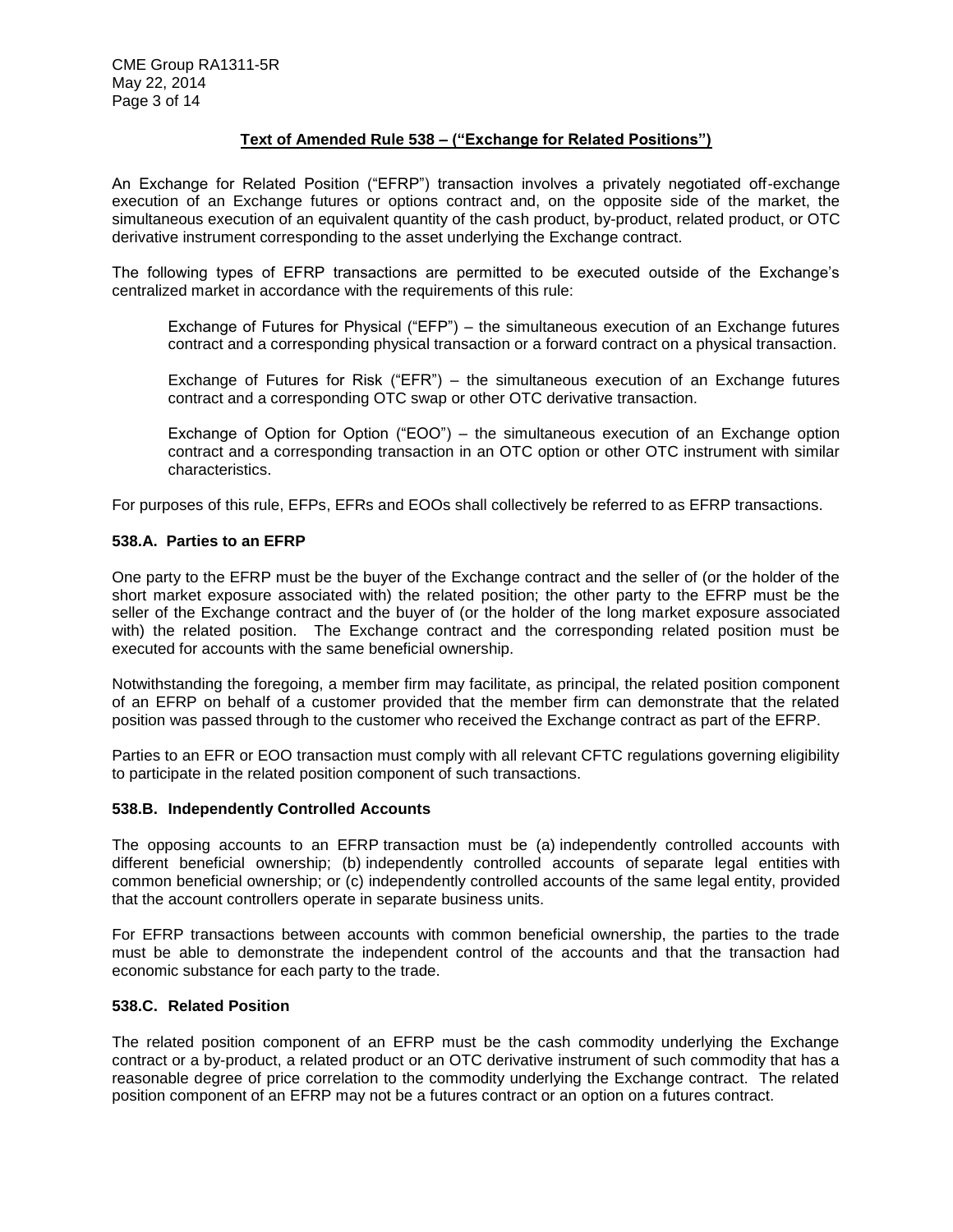**Text of Amended Rule 538 – ("Exchange for Related Positions")**

An Exchange for Related Position ("EFRP") transaction involves a privately negotiated off-exchange execution of an Exchange futures or options contract and, on the opposite side of the market, the simultaneous execution of an equivalent quantity of the cash product, by-product, related product, or OTC derivative instrument corresponding to the asset underlying the Exchange contract.

The following types of EFRP transactions are permitted to be executed outside of the Exchange's centralized market in accordance with the requirements of this rule:

> Exchange of Futures for Physical ("EFP") – the simultaneous execution of an Exchange futures contract and a corresponding physical transaction or a forward contract on a physical transaction.
>
> Exchange of Futures for Risk ("EFR") – the simultaneous execution of an Exchange futures contract and a corresponding OTC swap or other OTC derivative transaction.
>
> Exchange of Option for Option ("EOO") – the simultaneous execution of an Exchange option contract and a corresponding transaction in an OTC option or other OTC instrument with similar characteristics.

For purposes of this rule, EFPs, EFRs and EOOs shall collectively be referred to as EFRP transactions.

### 538.A. Parties to an EFRP

One party to the EFRP must be the buyer of the Exchange contract and the seller of (or the holder of the short market exposure associated with) the related position; the other party to the EFRP must be the seller of the Exchange contract and the buyer of (or the holder of the long market exposure associated with) the related position. The Exchange contract and the corresponding related position must be executed for accounts with the same beneficial ownership.

Notwithstanding the foregoing, a member firm may facilitate, as principal, the related position component of an EFRP on behalf of a customer provided that the member firm can demonstrate that the related position was passed through to the customer who received the Exchange contract as part of the EFRP.

Parties to an EFR or EOO transaction must comply with all relevant CFTC regulations governing eligibility to participate in the related position component of such transactions.

### 538.B. Independently Controlled Accounts

The opposing accounts to an EFRP transaction must be (a) independently controlled accounts with different beneficial ownership; (b) independently controlled accounts of separate legal entities with common beneficial ownership; or (c) independently controlled accounts of the same legal entity, provided that the account controllers operate in separate business units.

For EFRP transactions between accounts with common beneficial ownership, the parties to the trade must be able to demonstrate the independent control of the accounts and that the transaction had economic substance for each party to the trade.

### 538.C. Related Position

The related position component of an EFRP must be the cash commodity underlying the Exchange contract or a by-product, a related product or an OTC derivative instrument of such commodity that has a reasonable degree of price correlation to the commodity underlying the Exchange contract. The related position component of an EFRP may not be a futures contract or an option on a futures contract.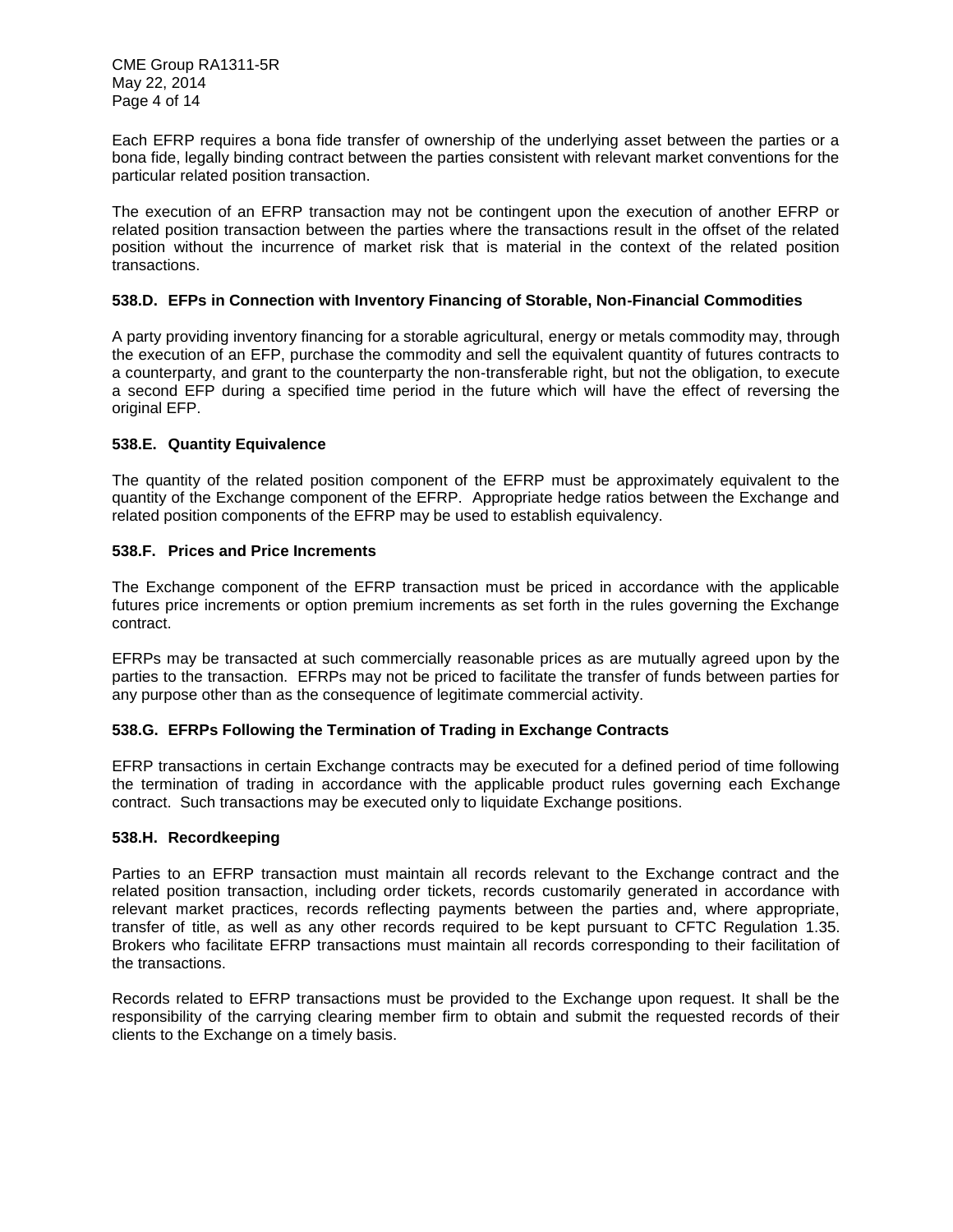Each EFRP requires a bona fide transfer of ownership of the underlying asset between the parties or a bona fide, legally binding contract between the parties consistent with relevant market conventions for the particular related position transaction.

The execution of an EFRP transaction may not be contingent upon the execution of another EFRP or related position transaction between the parties where the transactions result in the offset of the related position without the incurrence of market risk that is material in the context of the related position transactions.

**538.D. EFPs in Connection with Inventory Financing of Storable, Non-Financial Commodities**

A party providing inventory financing for a storable agricultural, energy or metals commodity may, through the execution of an EFP, purchase the commodity and sell the equivalent quantity of futures contracts to a counterparty, and grant to the counterparty the non-transferable right, but not the obligation, to execute a second EFP during a specified time period in the future which will have the effect of reversing the original EFP.

**538.E. Quantity Equivalence**

The quantity of the related position component of the EFRP must be approximately equivalent to the quantity of the Exchange component of the EFRP. Appropriate hedge ratios between the Exchange and related position components of the EFRP may be used to establish equivalency.

**538.F. Prices and Price Increments**

The Exchange component of the EFRP transaction must be priced in accordance with the applicable futures price increments or option premium increments as set forth in the rules governing the Exchange contract.

EFRPs may be transacted at such commercially reasonable prices as are mutually agreed upon by the parties to the transaction. EFRPs may not be priced to facilitate the transfer of funds between parties for any purpose other than as the consequence of legitimate commercial activity.

**538.G. EFRPs Following the Termination of Trading in Exchange Contracts**

EFRP transactions in certain Exchange contracts may be executed for a defined period of time following the termination of trading in accordance with the applicable product rules governing each Exchange contract. Such transactions may be executed only to liquidate Exchange positions.

**538.H. Recordkeeping**

Parties to an EFRP transaction must maintain all records relevant to the Exchange contract and the related position transaction, including order tickets, records customarily generated in accordance with relevant market practices, records reflecting payments between the parties and, where appropriate, transfer of title, as well as any other records required to be kept pursuant to CFTC Regulation 1.35. Brokers who facilitate EFRP transactions must maintain all records corresponding to their facilitation of the transactions.

Records related to EFRP transactions must be provided to the Exchange upon request. It shall be the responsibility of the carrying clearing member firm to obtain and submit the requested records of their clients to the Exchange on a timely basis.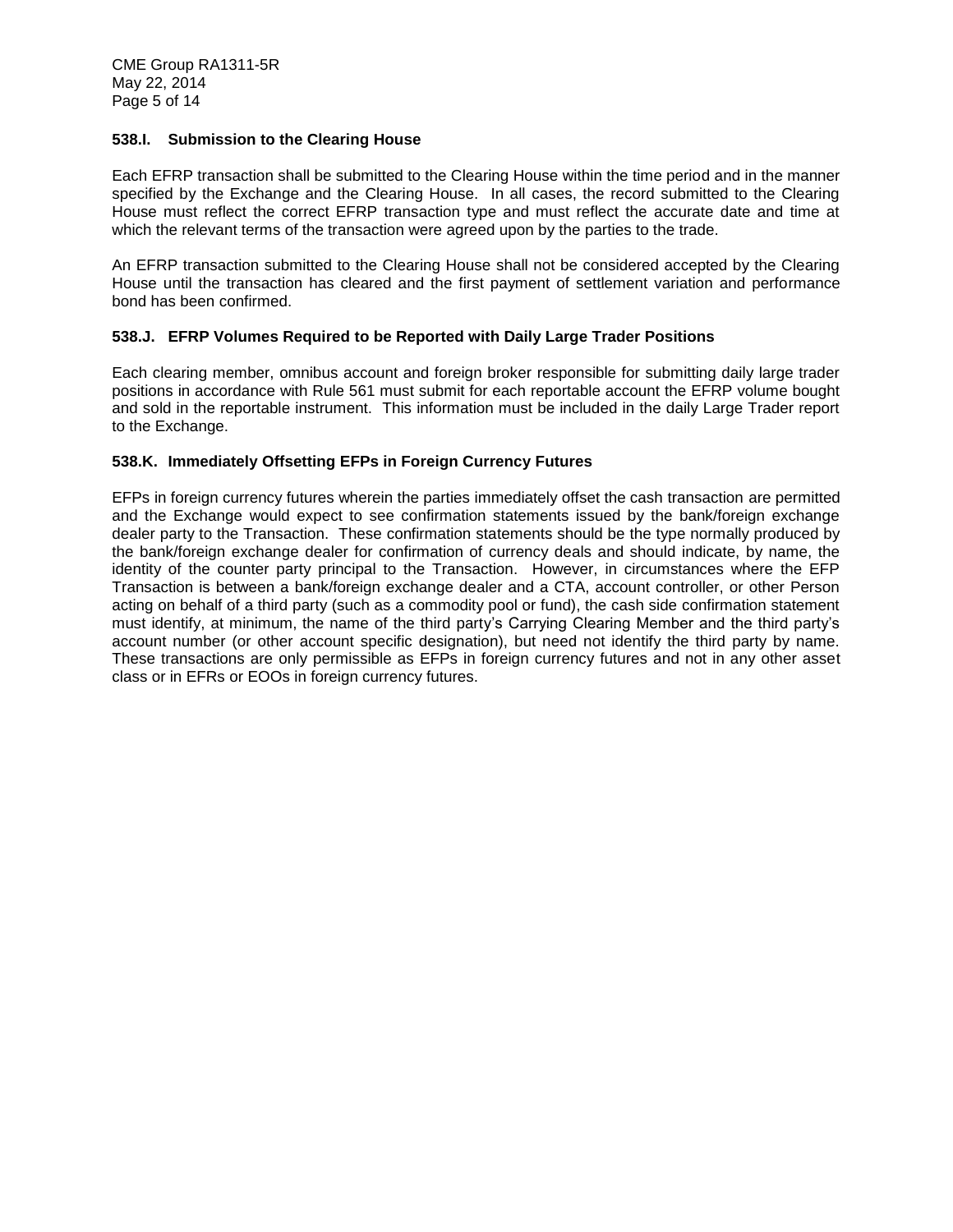### 538.I. Submission to the Clearing House

Each EFRP transaction shall be submitted to the Clearing House within the time period and in the manner specified by the Exchange and the Clearing House. In all cases, the record submitted to the Clearing House must reflect the correct EFRP transaction type and must reflect the accurate date and time at which the relevant terms of the transaction were agreed upon by the parties to the trade.

An EFRP transaction submitted to the Clearing House shall not be considered accepted by the Clearing House until the transaction has cleared and the first payment of settlement variation and performance bond has been confirmed.

### 538.J. EFRP Volumes Required to be Reported with Daily Large Trader Positions

Each clearing member, omnibus account and foreign broker responsible for submitting daily large trader positions in accordance with Rule 561 must submit for each reportable account the EFRP volume bought and sold in the reportable instrument. This information must be included in the daily Large Trader report to the Exchange.

### 538.K. Immediately Offsetting EFPs in Foreign Currency Futures

EFPs in foreign currency futures wherein the parties immediately offset the cash transaction are permitted and the Exchange would expect to see confirmation statements issued by the bank/foreign exchange dealer party to the Transaction. These confirmation statements should be the type normally produced by the bank/foreign exchange dealer for confirmation of currency deals and should indicate, by name, the identity of the counter party principal to the Transaction. However, in circumstances where the EFP Transaction is between a bank/foreign exchange dealer and a CTA, account controller, or other Person acting on behalf of a third party (such as a commodity pool or fund), the cash side confirmation statement must identify, at minimum, the name of the third party's Carrying Clearing Member and the third party's account number (or other account specific designation), but need not identify the third party by name. These transactions are only permissible as EFPs in foreign currency futures and not in any other asset class or in EFRs or EOOs in foreign currency futures.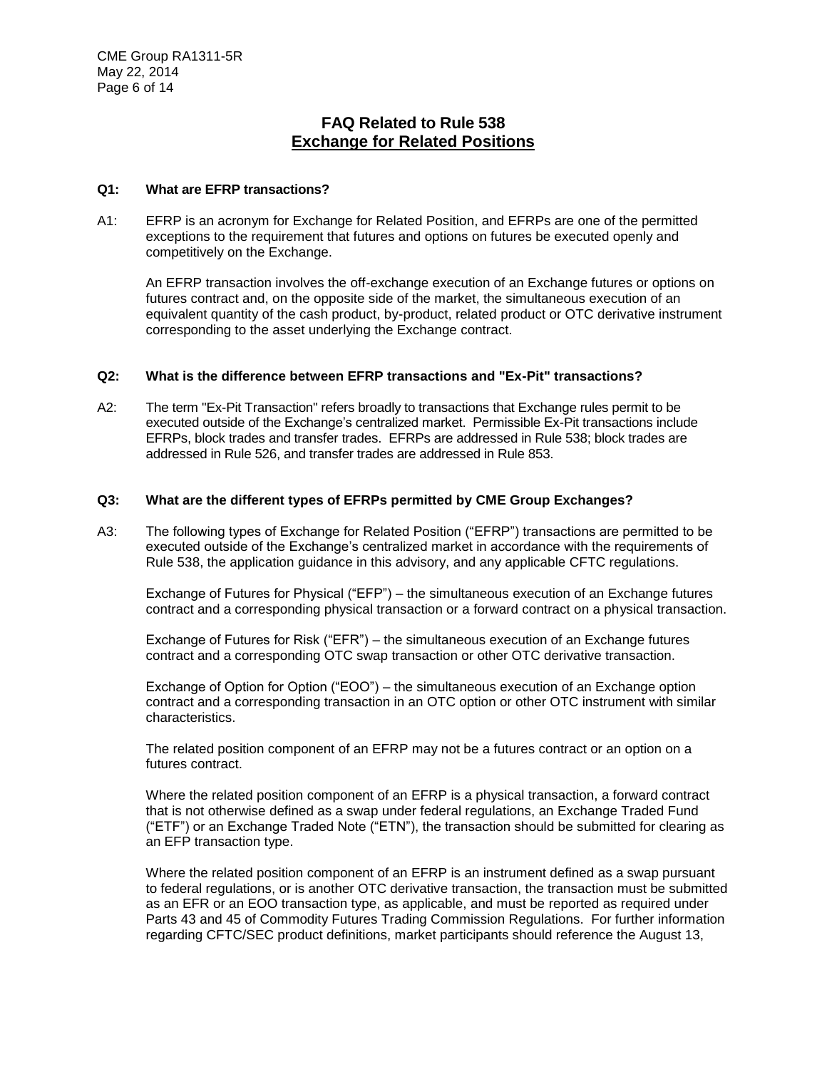## FAQ Related to Rule 538
## Exchange for Related Positions

**Q1: What are EFRP transactions?**

A1: EFRP is an acronym for Exchange for Related Position, and EFRPs are one of the permitted exceptions to the requirement that futures and options on futures be executed openly and competitively on the Exchange.

An EFRP transaction involves the off-exchange execution of an Exchange futures or options on futures contract and, on the opposite side of the market, the simultaneous execution of an equivalent quantity of the cash product, by-product, related product or OTC derivative instrument corresponding to the asset underlying the Exchange contract.

**Q2: What is the difference between EFRP transactions and "Ex-Pit" transactions?**

A2: The term "Ex-Pit Transaction" refers broadly to transactions that Exchange rules permit to be executed outside of the Exchange's centralized market. Permissible Ex-Pit transactions include EFRPs, block trades and transfer trades. EFRPs are addressed in Rule 538; block trades are addressed in Rule 526, and transfer trades are addressed in Rule 853.

**Q3: What are the different types of EFRPs permitted by CME Group Exchanges?**

A3: The following types of Exchange for Related Position ("EFRP") transactions are permitted to be executed outside of the Exchange's centralized market in accordance with the requirements of Rule 538, the application guidance in this advisory, and any applicable CFTC regulations.

Exchange of Futures for Physical ("EFP") – the simultaneous execution of an Exchange futures contract and a corresponding physical transaction or a forward contract on a physical transaction.

Exchange of Futures for Risk ("EFR") – the simultaneous execution of an Exchange futures contract and a corresponding OTC swap transaction or other OTC derivative transaction.

Exchange of Option for Option ("EOO") – the simultaneous execution of an Exchange option contract and a corresponding transaction in an OTC option or other OTC instrument with similar characteristics.

The related position component of an EFRP may not be a futures contract or an option on a futures contract.

Where the related position component of an EFRP is a physical transaction, a forward contract that is not otherwise defined as a swap under federal regulations, an Exchange Traded Fund ("ETF") or an Exchange Traded Note ("ETN"), the transaction should be submitted for clearing as an EFP transaction type.

Where the related position component of an EFRP is an instrument defined as a swap pursuant to federal regulations, or is another OTC derivative transaction, the transaction must be submitted as an EFR or an EOO transaction type, as applicable, and must be reported as required under Parts 43 and 45 of Commodity Futures Trading Commission Regulations. For further information regarding CFTC/SEC product definitions, market participants should reference the August 13,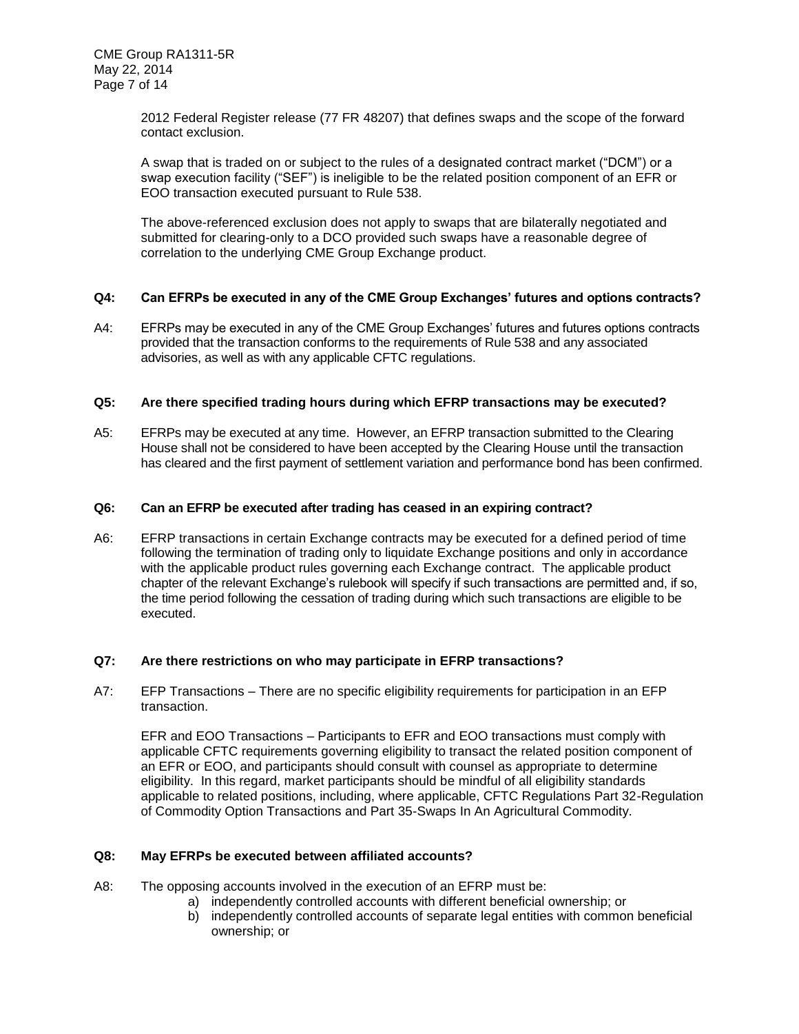2012 Federal Register release (77 FR 48207) that defines swaps and the scope of the forward contact exclusion.

A swap that is traded on or subject to the rules of a designated contract market ("DCM") or a swap execution facility ("SEF") is ineligible to be the related position component of an EFR or EOO transaction executed pursuant to Rule 538.

The above-referenced exclusion does not apply to swaps that are bilaterally negotiated and submitted for clearing-only to a DCO provided such swaps have a reasonable degree of correlation to the underlying CME Group Exchange product.

**Q4: Can EFRPs be executed in any of the CME Group Exchanges' futures and options contracts?**

A4: EFRPs may be executed in any of the CME Group Exchanges' futures and futures options contracts provided that the transaction conforms to the requirements of Rule 538 and any associated advisories, as well as with any applicable CFTC regulations.

**Q5: Are there specified trading hours during which EFRP transactions may be executed?**

A5: EFRPs may be executed at any time. However, an EFRP transaction submitted to the Clearing House shall not be considered to have been accepted by the Clearing House until the transaction has cleared and the first payment of settlement variation and performance bond has been confirmed.

**Q6: Can an EFRP be executed after trading has ceased in an expiring contract?**

A6: EFRP transactions in certain Exchange contracts may be executed for a defined period of time following the termination of trading only to liquidate Exchange positions and only in accordance with the applicable product rules governing each Exchange contract. The applicable product chapter of the relevant Exchange's rulebook will specify if such transactions are permitted and, if so, the time period following the cessation of trading during which such transactions are eligible to be executed.

**Q7: Are there restrictions on who may participate in EFRP transactions?**

A7: EFP Transactions – There are no specific eligibility requirements for participation in an EFP transaction.

EFR and EOO Transactions – Participants to EFR and EOO transactions must comply with applicable CFTC requirements governing eligibility to transact the related position component of an EFR or EOO, and participants should consult with counsel as appropriate to determine eligibility. In this regard, market participants should be mindful of all eligibility standards applicable to related positions, including, where applicable, CFTC Regulations Part 32-Regulation of Commodity Option Transactions and Part 35-Swaps In An Agricultural Commodity.

**Q8: May EFRPs be executed between affiliated accounts?**

A8: The opposing accounts involved in the execution of an EFRP must be:

a) independently controlled accounts with different beneficial ownership; or
b) independently controlled accounts of separate legal entities with common beneficial ownership; or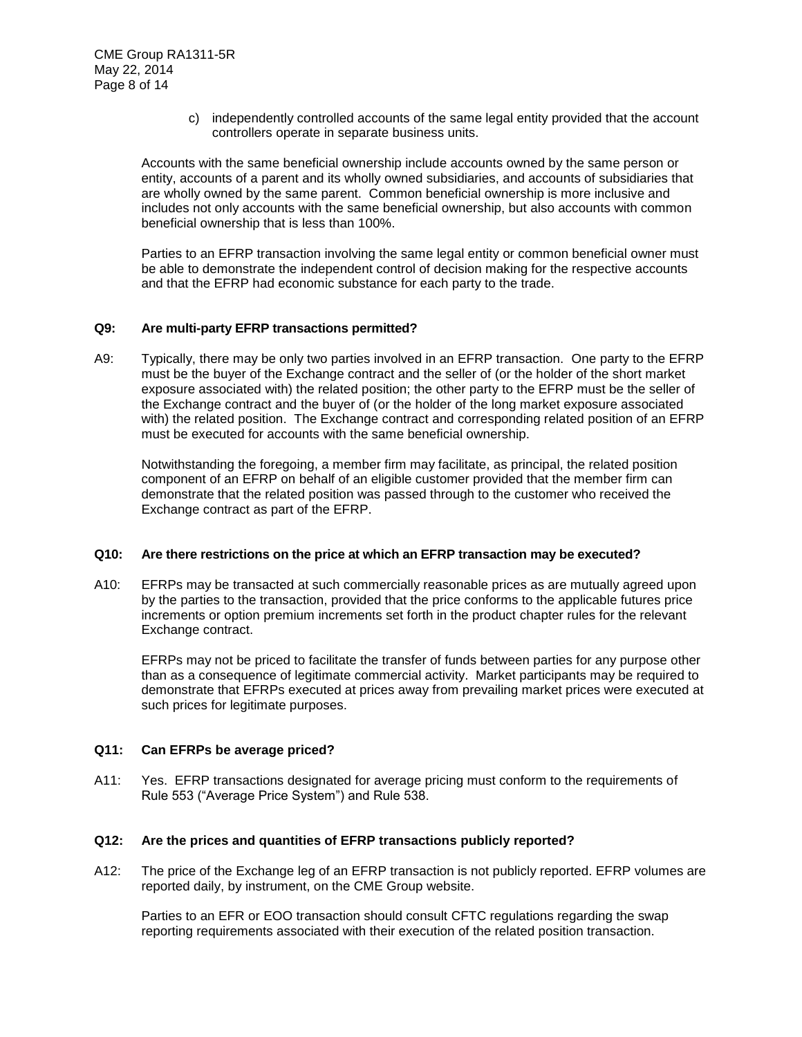c) independently controlled accounts of the same legal entity provided that the account controllers operate in separate business units.

Accounts with the same beneficial ownership include accounts owned by the same person or entity, accounts of a parent and its wholly owned subsidiaries, and accounts of subsidiaries that are wholly owned by the same parent. Common beneficial ownership is more inclusive and includes not only accounts with the same beneficial ownership, but also accounts with common beneficial ownership that is less than 100%.

Parties to an EFRP transaction involving the same legal entity or common beneficial owner must be able to demonstrate the independent control of decision making for the respective accounts and that the EFRP had economic substance for each party to the trade.

**Q9: Are multi-party EFRP transactions permitted?**

A9: Typically, there may be only two parties involved in an EFRP transaction. One party to the EFRP must be the buyer of the Exchange contract and the seller of (or the holder of the short market exposure associated with) the related position; the other party to the EFRP must be the seller of the Exchange contract and the buyer of (or the holder of the long market exposure associated with) the related position. The Exchange contract and corresponding related position of an EFRP must be executed for accounts with the same beneficial ownership.

Notwithstanding the foregoing, a member firm may facilitate, as principal, the related position component of an EFRP on behalf of an eligible customer provided that the member firm can demonstrate that the related position was passed through to the customer who received the Exchange contract as part of the EFRP.

**Q10: Are there restrictions on the price at which an EFRP transaction may be executed?**

A10: EFRPs may be transacted at such commercially reasonable prices as are mutually agreed upon by the parties to the transaction, provided that the price conforms to the applicable futures price increments or option premium increments set forth in the product chapter rules for the relevant Exchange contract.

EFRPs may not be priced to facilitate the transfer of funds between parties for any purpose other than as a consequence of legitimate commercial activity. Market participants may be required to demonstrate that EFRPs executed at prices away from prevailing market prices were executed at such prices for legitimate purposes.

**Q11: Can EFRPs be average priced?**

A11: Yes. EFRP transactions designated for average pricing must conform to the requirements of Rule 553 ("Average Price System") and Rule 538.

**Q12: Are the prices and quantities of EFRP transactions publicly reported?**

A12: The price of the Exchange leg of an EFRP transaction is not publicly reported. EFRP volumes are reported daily, by instrument, on the CME Group website.

Parties to an EFR or EOO transaction should consult CFTC regulations regarding the swap reporting requirements associated with their execution of the related position transaction.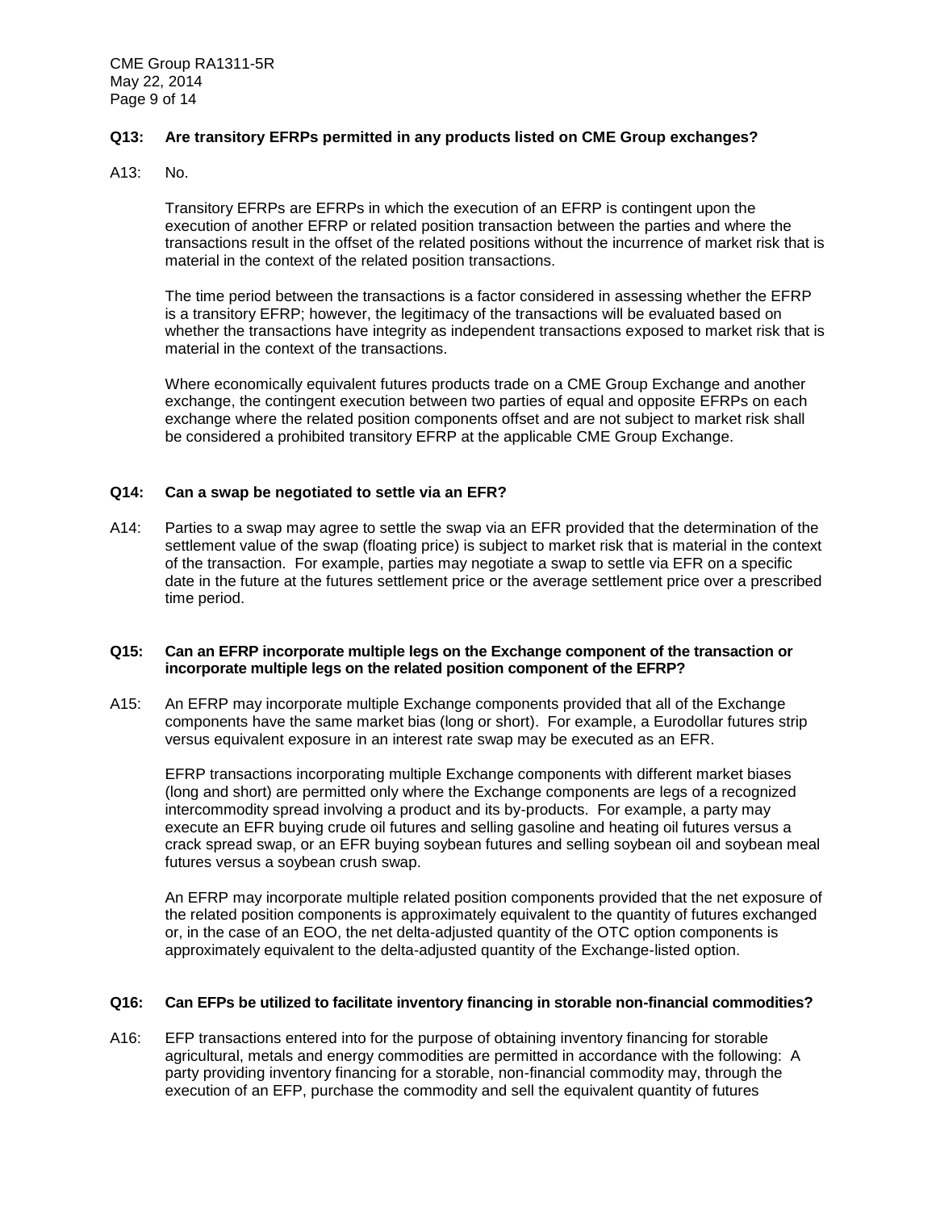**Q13: Are transitory EFRPs permitted in any products listed on CME Group exchanges?**

A13: No.

Transitory EFRPs are EFRPs in which the execution of an EFRP is contingent upon the execution of another EFRP or related position transaction between the parties and where the transactions result in the offset of the related positions without the incurrence of market risk that is material in the context of the related position transactions.

The time period between the transactions is a factor considered in assessing whether the EFRP is a transitory EFRP; however, the legitimacy of the transactions will be evaluated based on whether the transactions have integrity as independent transactions exposed to market risk that is material in the context of the transactions.

Where economically equivalent futures products trade on a CME Group Exchange and another exchange, the contingent execution between two parties of equal and opposite EFRPs on each exchange where the related position components offset and are not subject to market risk shall be considered a prohibited transitory EFRP at the applicable CME Group Exchange.

**Q14: Can a swap be negotiated to settle via an EFR?**

A14: Parties to a swap may agree to settle the swap via an EFR provided that the determination of the settlement value of the swap (floating price) is subject to market risk that is material in the context of the transaction. For example, parties may negotiate a swap to settle via EFR on a specific date in the future at the futures settlement price or the average settlement price over a prescribed time period.

**Q15: Can an EFRP incorporate multiple legs on the Exchange component of the transaction or incorporate multiple legs on the related position component of the EFRP?**

A15: An EFRP may incorporate multiple Exchange components provided that all of the Exchange components have the same market bias (long or short). For example, a Eurodollar futures strip versus equivalent exposure in an interest rate swap may be executed as an EFR.

EFRP transactions incorporating multiple Exchange components with different market biases (long and short) are permitted only where the Exchange components are legs of a recognized intercommodity spread involving a product and its by-products. For example, a party may execute an EFR buying crude oil futures and selling gasoline and heating oil futures versus a crack spread swap, or an EFR buying soybean futures and selling soybean oil and soybean meal futures versus a soybean crush swap.

An EFRP may incorporate multiple related position components provided that the net exposure of the related position components is approximately equivalent to the quantity of futures exchanged or, in the case of an EOO, the net delta-adjusted quantity of the OTC option components is approximately equivalent to the delta-adjusted quantity of the Exchange-listed option.

**Q16: Can EFPs be utilized to facilitate inventory financing in storable non-financial commodities?**

A16: EFP transactions entered into for the purpose of obtaining inventory financing for storable agricultural, metals and energy commodities are permitted in accordance with the following: A party providing inventory financing for a storable, non-financial commodity may, through the execution of an EFP, purchase the commodity and sell the equivalent quantity of futures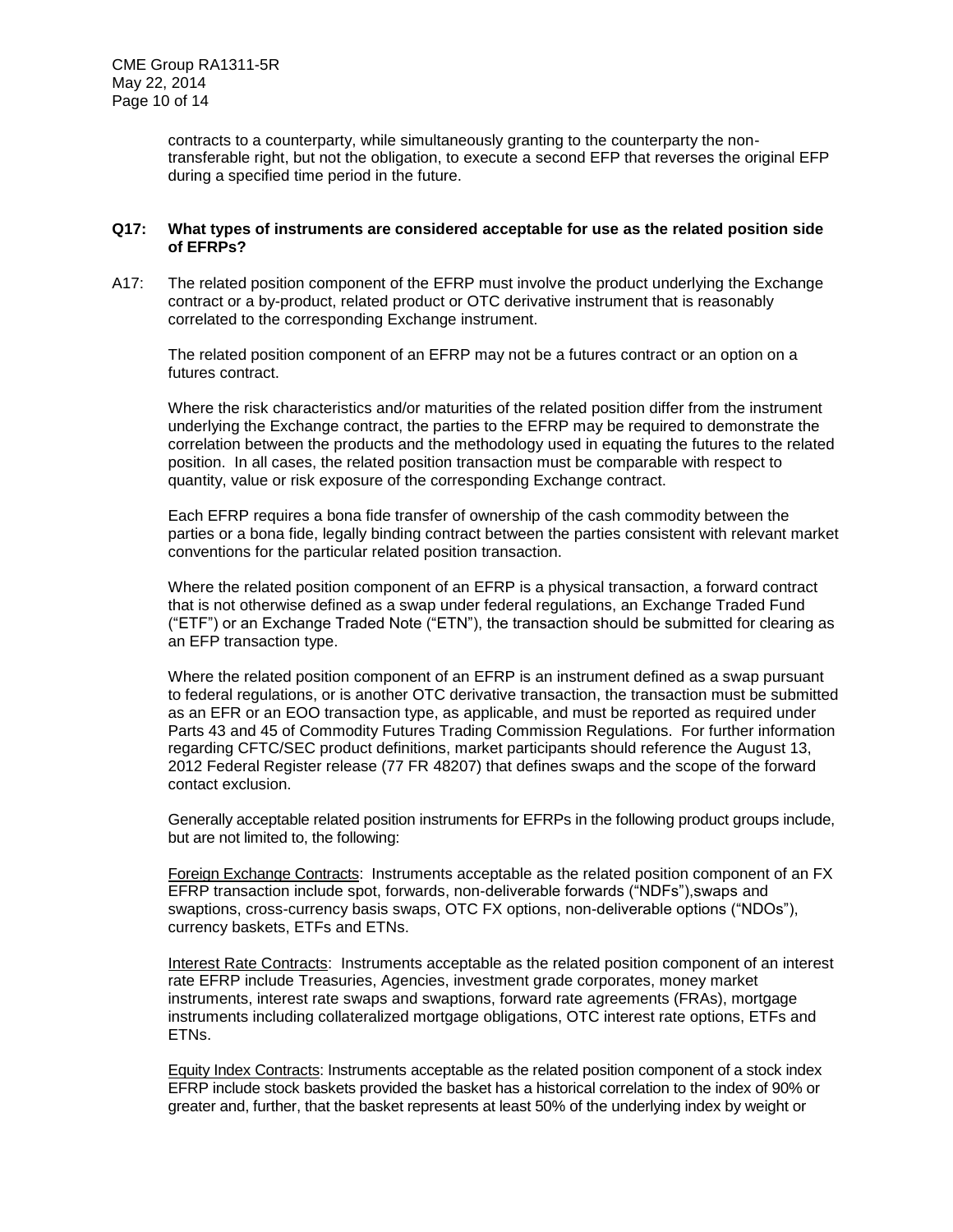contracts to a counterparty, while simultaneously granting to the counterparty the non-transferable right, but not the obligation, to execute a second EFP that reverses the original EFP during a specified time period in the future.

**Q17: What types of instruments are considered acceptable for use as the related position side of EFRPs?**

A17: The related position component of the EFRP must involve the product underlying the Exchange contract or a by-product, related product or OTC derivative instrument that is reasonably correlated to the corresponding Exchange instrument.

The related position component of an EFRP may not be a futures contract or an option on a futures contract.

Where the risk characteristics and/or maturities of the related position differ from the instrument underlying the Exchange contract, the parties to the EFRP may be required to demonstrate the correlation between the products and the methodology used in equating the futures to the related position. In all cases, the related position transaction must be comparable with respect to quantity, value or risk exposure of the corresponding Exchange contract.

Each EFRP requires a bona fide transfer of ownership of the cash commodity between the parties or a bona fide, legally binding contract between the parties consistent with relevant market conventions for the particular related position transaction.

Where the related position component of an EFRP is a physical transaction, a forward contract that is not otherwise defined as a swap under federal regulations, an Exchange Traded Fund ("ETF") or an Exchange Traded Note ("ETN"), the transaction should be submitted for clearing as an EFP transaction type.

Where the related position component of an EFRP is an instrument defined as a swap pursuant to federal regulations, or is another OTC derivative transaction, the transaction must be submitted as an EFR or an EOO transaction type, as applicable, and must be reported as required under Parts 43 and 45 of Commodity Futures Trading Commission Regulations. For further information regarding CFTC/SEC product definitions, market participants should reference the August 13, 2012 Federal Register release (77 FR 48207) that defines swaps and the scope of the forward contact exclusion.

Generally acceptable related position instruments for EFRPs in the following product groups include, but are not limited to, the following:

<u>Foreign Exchange Contracts</u>: Instruments acceptable as the related position component of an FX EFRP transaction include spot, forwards, non-deliverable forwards ("NDFs"),swaps and swaptions, cross-currency basis swaps, OTC FX options, non-deliverable options ("NDOs"), currency baskets, ETFs and ETNs.

<u>Interest Rate Contracts</u>: Instruments acceptable as the related position component of an interest rate EFRP include Treasuries, Agencies, investment grade corporates, money market instruments, interest rate swaps and swaptions, forward rate agreements (FRAs), mortgage instruments including collateralized mortgage obligations, OTC interest rate options, ETFs and ETNs.

<u>Equity Index Contracts</u>: Instruments acceptable as the related position component of a stock index EFRP include stock baskets provided the basket has a historical correlation to the index of 90% or greater and, further, that the basket represents at least 50% of the underlying index by weight or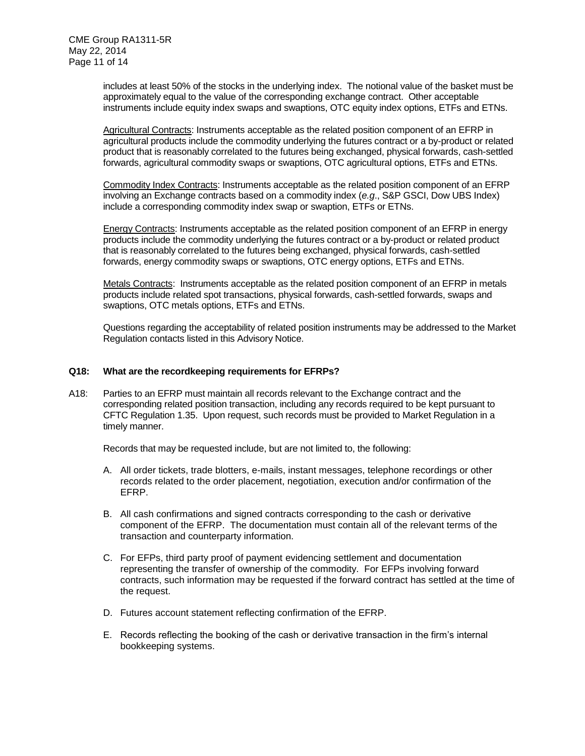includes at least 50% of the stocks in the underlying index. The notional value of the basket must be approximately equal to the value of the corresponding exchange contract. Other acceptable instruments include equity index swaps and swaptions, OTC equity index options, ETFs and ETNs.

Agricultural Contracts: Instruments acceptable as the related position component of an EFRP in agricultural products include the commodity underlying the futures contract or a by-product or related product that is reasonably correlated to the futures being exchanged, physical forwards, cash-settled forwards, agricultural commodity swaps or swaptions, OTC agricultural options, ETFs and ETNs.

Commodity Index Contracts: Instruments acceptable as the related position component of an EFRP involving an Exchange contracts based on a commodity index (*e.g*., S&P GSCI, Dow UBS Index) include a corresponding commodity index swap or swaption, ETFs or ETNs.

Energy Contracts: Instruments acceptable as the related position component of an EFRP in energy products include the commodity underlying the futures contract or a by-product or related product that is reasonably correlated to the futures being exchanged, physical forwards, cash-settled forwards, energy commodity swaps or swaptions, OTC energy options, ETFs and ETNs.

Metals Contracts: Instruments acceptable as the related position component of an EFRP in metals products include related spot transactions, physical forwards, cash-settled forwards, swaps and swaptions, OTC metals options, ETFs and ETNs.

Questions regarding the acceptability of related position instruments may be addressed to the Market Regulation contacts listed in this Advisory Notice.

**Q18: What are the recordkeeping requirements for EFRPs?**

A18: Parties to an EFRP must maintain all records relevant to the Exchange contract and the corresponding related position transaction, including any records required to be kept pursuant to CFTC Regulation 1.35. Upon request, such records must be provided to Market Regulation in a timely manner.

Records that may be requested include, but are not limited to, the following:

A. All order tickets, trade blotters, e-mails, instant messages, telephone recordings or other records related to the order placement, negotiation, execution and/or confirmation of the EFRP.

B. All cash confirmations and signed contracts corresponding to the cash or derivative component of the EFRP. The documentation must contain all of the relevant terms of the transaction and counterparty information.

C. For EFPs, third party proof of payment evidencing settlement and documentation representing the transfer of ownership of the commodity. For EFPs involving forward contracts, such information may be requested if the forward contract has settled at the time of the request.

D. Futures account statement reflecting confirmation of the EFRP.

E. Records reflecting the booking of the cash or derivative transaction in the firm's internal bookkeeping systems.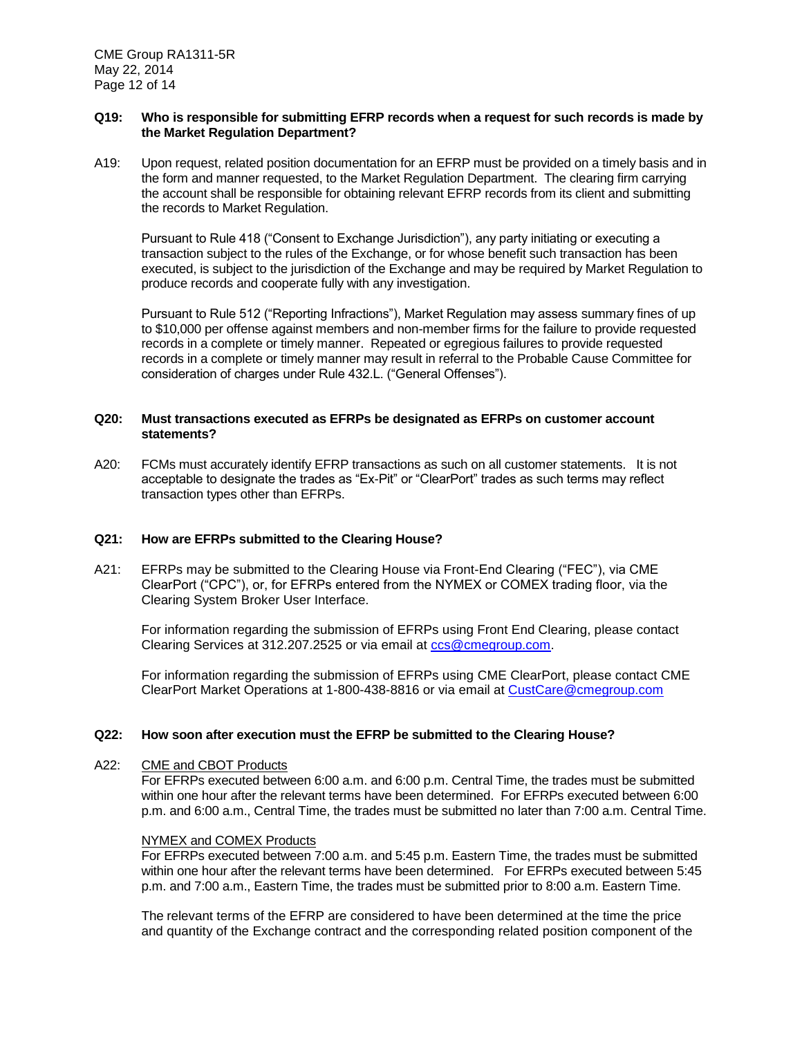**Q19: Who is responsible for submitting EFRP records when a request for such records is made by the Market Regulation Department?**

A19: Upon request, related position documentation for an EFRP must be provided on a timely basis and in the form and manner requested, to the Market Regulation Department. The clearing firm carrying the account shall be responsible for obtaining relevant EFRP records from its client and submitting the records to Market Regulation.

Pursuant to Rule 418 ("Consent to Exchange Jurisdiction"), any party initiating or executing a transaction subject to the rules of the Exchange, or for whose benefit such transaction has been executed, is subject to the jurisdiction of the Exchange and may be required by Market Regulation to produce records and cooperate fully with any investigation.

Pursuant to Rule 512 ("Reporting Infractions"), Market Regulation may assess summary fines of up to $10,000 per offense against members and non-member firms for the failure to provide requested records in a complete or timely manner. Repeated or egregious failures to provide requested records in a complete or timely manner may result in referral to the Probable Cause Committee for consideration of charges under Rule 432.L. ("General Offenses").

**Q20: Must transactions executed as EFRPs be designated as EFRPs on customer account statements?**

A20: FCMs must accurately identify EFRP transactions as such on all customer statements. It is not acceptable to designate the trades as "Ex-Pit" or "ClearPort" trades as such terms may reflect transaction types other than EFRPs.

**Q21: How are EFRPs submitted to the Clearing House?**

A21: EFRPs may be submitted to the Clearing House via Front-End Clearing ("FEC"), via CME ClearPort ("CPC"), or, for EFRPs entered from the NYMEX or COMEX trading floor, via the Clearing System Broker User Interface.

For information regarding the submission of EFRPs using Front End Clearing, please contact Clearing Services at 312.207.2525 or via email at ccs@cmegroup.com.

For information regarding the submission of EFRPs using CME ClearPort, please contact CME ClearPort Market Operations at 1-800-438-8816 or via email at CustCare@cmegroup.com

**Q22: How soon after execution must the EFRP be submitted to the Clearing House?**

A22: CME and CBOT Products

For EFRPs executed between 6:00 a.m. and 6:00 p.m. Central Time, the trades must be submitted within one hour after the relevant terms have been determined. For EFRPs executed between 6:00 p.m. and 6:00 a.m., Central Time, the trades must be submitted no later than 7:00 a.m. Central Time.

NYMEX and COMEX Products

For EFRPs executed between 7:00 a.m. and 5:45 p.m. Eastern Time, the trades must be submitted within one hour after the relevant terms have been determined. For EFRPs executed between 5:45 p.m. and 7:00 a.m., Eastern Time, the trades must be submitted prior to 8:00 a.m. Eastern Time.

The relevant terms of the EFRP are considered to have been determined at the time the price and quantity of the Exchange contract and the corresponding related position component of the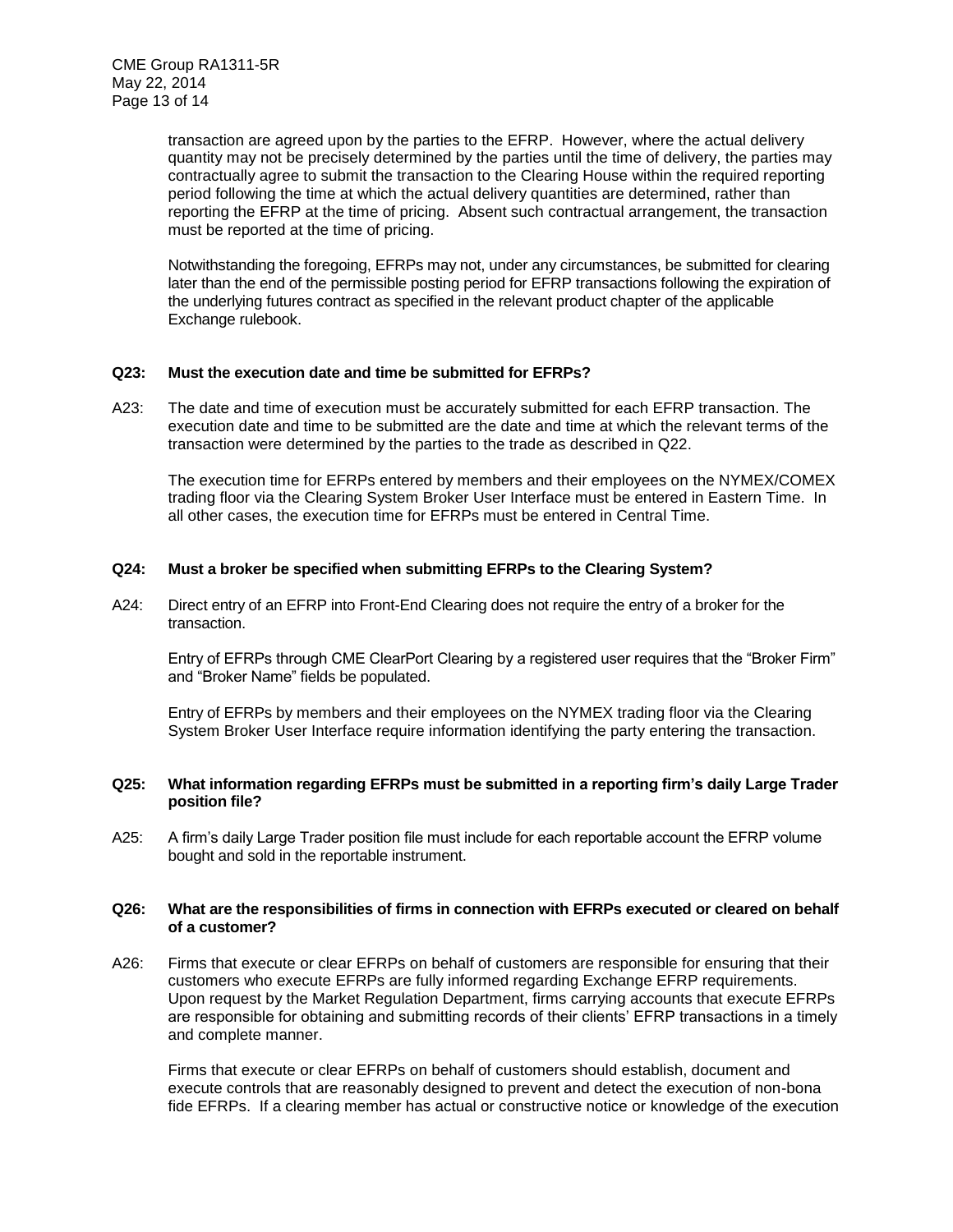transaction are agreed upon by the parties to the EFRP. However, where the actual delivery quantity may not be precisely determined by the parties until the time of delivery, the parties may contractually agree to submit the transaction to the Clearing House within the required reporting period following the time at which the actual delivery quantities are determined, rather than reporting the EFRP at the time of pricing. Absent such contractual arrangement, the transaction must be reported at the time of pricing.

Notwithstanding the foregoing, EFRPs may not, under any circumstances, be submitted for clearing later than the end of the permissible posting period for EFRP transactions following the expiration of the underlying futures contract as specified in the relevant product chapter of the applicable Exchange rulebook.

**Q23: Must the execution date and time be submitted for EFRPs?**

A23: The date and time of execution must be accurately submitted for each EFRP transaction. The execution date and time to be submitted are the date and time at which the relevant terms of the transaction were determined by the parties to the trade as described in Q22.

The execution time for EFRPs entered by members and their employees on the NYMEX/COMEX trading floor via the Clearing System Broker User Interface must be entered in Eastern Time. In all other cases, the execution time for EFRPs must be entered in Central Time.

**Q24: Must a broker be specified when submitting EFRPs to the Clearing System?**

A24: Direct entry of an EFRP into Front-End Clearing does not require the entry of a broker for the transaction.

Entry of EFRPs through CME ClearPort Clearing by a registered user requires that the “Broker Firm” and “Broker Name” fields be populated.

Entry of EFRPs by members and their employees on the NYMEX trading floor via the Clearing System Broker User Interface require information identifying the party entering the transaction.

**Q25: What information regarding EFRPs must be submitted in a reporting firm’s daily Large Trader position file?**

A25: A firm’s daily Large Trader position file must include for each reportable account the EFRP volume bought and sold in the reportable instrument.

**Q26: What are the responsibilities of firms in connection with EFRPs executed or cleared on behalf of a customer?**

A26: Firms that execute or clear EFRPs on behalf of customers are responsible for ensuring that their customers who execute EFRPs are fully informed regarding Exchange EFRP requirements. Upon request by the Market Regulation Department, firms carrying accounts that execute EFRPs are responsible for obtaining and submitting records of their clients’ EFRP transactions in a timely and complete manner.

Firms that execute or clear EFRPs on behalf of customers should establish, document and execute controls that are reasonably designed to prevent and detect the execution of non-bona fide EFRPs. If a clearing member has actual or constructive notice or knowledge of the execution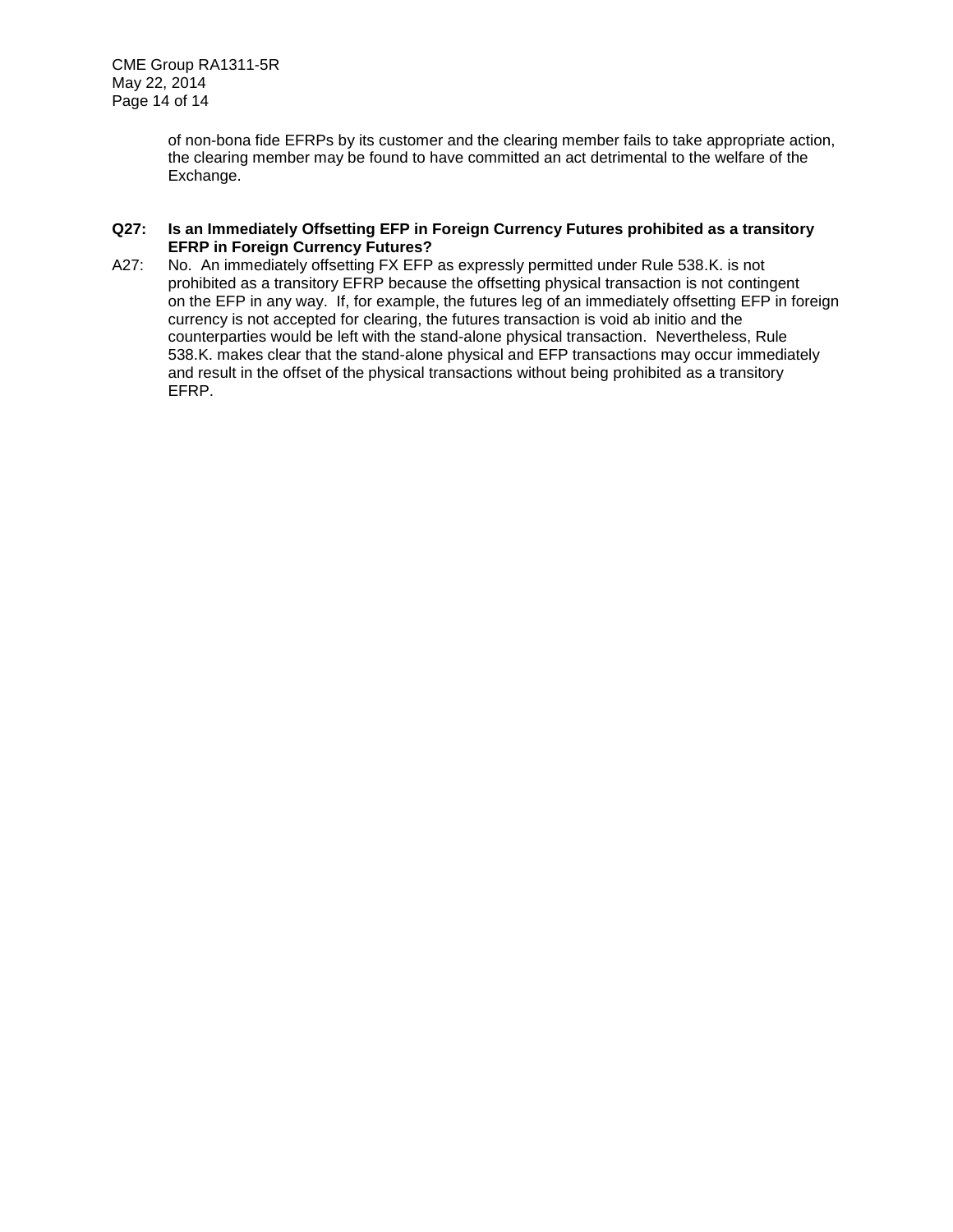of non-bona fide EFRPs by its customer and the clearing member fails to take appropriate action, the clearing member may be found to have committed an act detrimental to the welfare of the Exchange.

**Q27: Is an Immediately Offsetting EFP in Foreign Currency Futures prohibited as a transitory EFRP in Foreign Currency Futures?**

A27: No. An immediately offsetting FX EFP as expressly permitted under Rule 538.K. is not prohibited as a transitory EFRP because the offsetting physical transaction is not contingent on the EFP in any way. If, for example, the futures leg of an immediately offsetting EFP in foreign currency is not accepted for clearing, the futures transaction is void ab initio and the counterparties would be left with the stand-alone physical transaction. Nevertheless, Rule 538.K. makes clear that the stand-alone physical and EFP transactions may occur immediately and result in the offset of the physical transactions without being prohibited as a transitory EFRP.